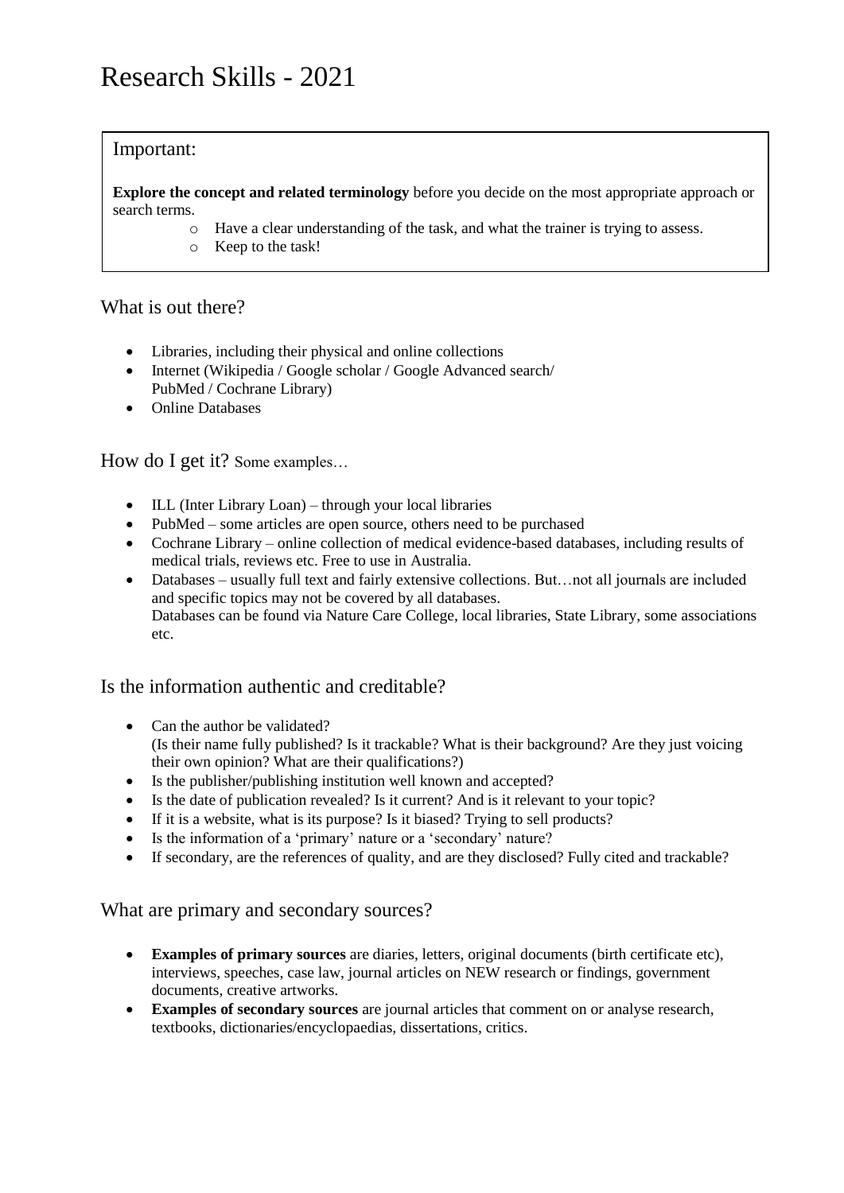# Research Skills - 2021

> Important:
>
> **Explore the concept and related terminology** before you decide on the most appropriate approach or search terms.
>
> - Have a clear understanding of the task, and what the trainer is trying to assess.
> - Keep to the task!

## What is out there?

- Libraries, including their physical and online collections
- Internet (Wikipedia / Google scholar / Google Advanced search/ PubMed / Cochrane Library)
- Online Databases

## How do I get it? Some examples…

- ILL (Inter Library Loan) – through your local libraries
- PubMed – some articles are open source, others need to be purchased
- Cochrane Library – online collection of medical evidence-based databases, including results of medical trials, reviews etc. Free to use in Australia.
- Databases – usually full text and fairly extensive collections. But…not all journals are included and specific topics may not be covered by all databases.
  Databases can be found via Nature Care College, local libraries, State Library, some associations etc.

## Is the information authentic and creditable?

- Can the author be validated?
  (Is their name fully published? Is it trackable? What is their background? Are they just voicing their own opinion? What are their qualifications?)
- Is the publisher/publishing institution well known and accepted?
- Is the date of publication revealed? Is it current? And is it relevant to your topic?
- If it is a website, what is its purpose? Is it biased? Trying to sell products?
- Is the information of a 'primary' nature or a 'secondary' nature?
- If secondary, are the references of quality, and are they disclosed? Fully cited and trackable?

## What are primary and secondary sources?

- **Examples of primary sources** are diaries, letters, original documents (birth certificate etc), interviews, speeches, case law, journal articles on NEW research or findings, government documents, creative artworks.
- **Examples of secondary sources** are journal articles that comment on or analyse research, textbooks, dictionaries/encyclopaedias, dissertations, critics.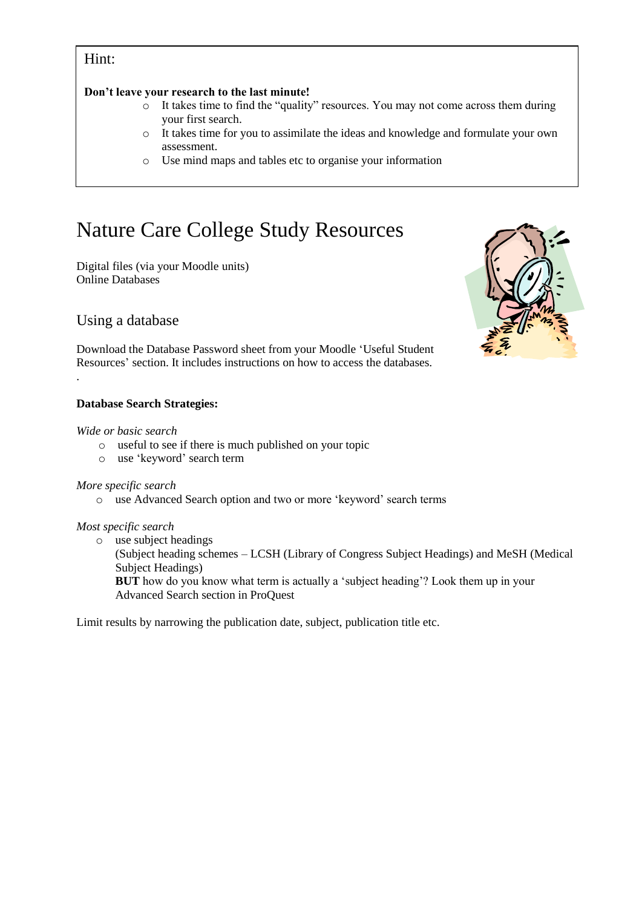Hint:

**Don't leave your research to the last minute!**

- It takes time to find the "quality" resources. You may not come across them during your first search.
- It takes time for you to assimilate the ideas and knowledge and formulate your own assessment.
- Use mind maps and tables etc to organise your information

# Nature Care College Study Resources

Digital files (via your Moodle units)
Online Databases

## Using a database

Download the Database Password sheet from your Moodle 'Useful Student Resources' section. It includes instructions on how to access the databases.

.

**Database Search Strategies:**

*Wide or basic search*

- useful to see if there is much published on your topic
- use 'keyword' search term

*More specific search*

- use Advanced Search option and two or more 'keyword' search terms

*Most specific search*

- use subject headings
  (Subject heading schemes – LCSH (Library of Congress Subject Headings) and MeSH (Medical Subject Headings)
  **BUT** how do you know what term is actually a 'subject heading'? Look them up in your Advanced Search section in ProQuest

Limit results by narrowing the publication date, subject, publication title etc.